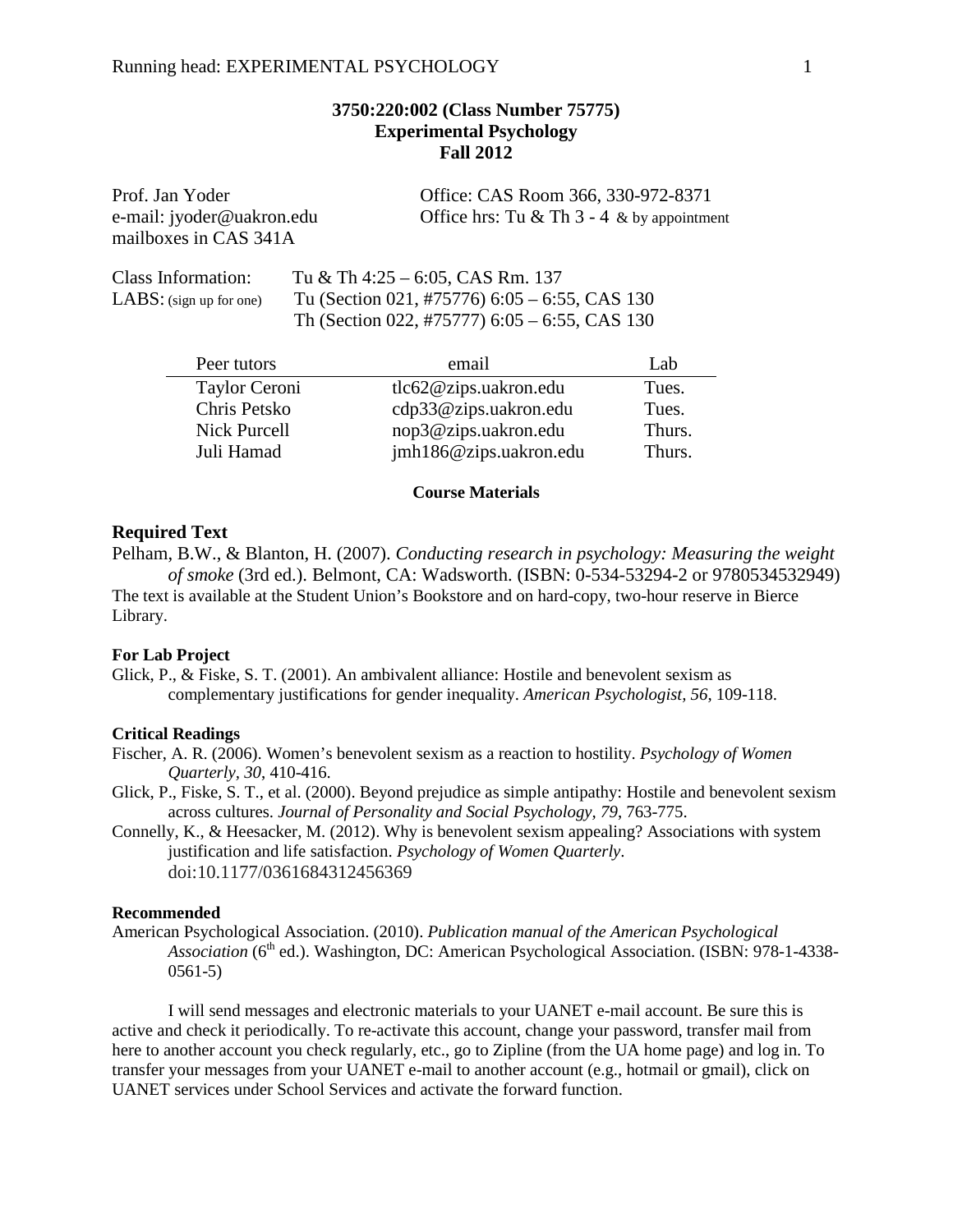**3750:220:002 (Class Number 75775)**
**Experimental Psychology**
**Fall 2012**

Prof. Jan Yoder
e-mail: jyoder@uakron.edu
mailboxes in CAS 341A

Office: CAS Room 366, 330-972-8371
Office hrs: Tu & Th 3 - 4 & by appointment

Class Information: Tu & Th 4:25 – 6:05, CAS Rm. 137
LABS: (sign up for one) Tu (Section 021, #75776) 6:05 – 6:55, CAS 130
Th (Section 022, #75777) 6:05 – 6:55, CAS 130

| Peer tutors | email | Lab |
|---|---|---|
| Taylor Ceroni | tlc62@zips.uakron.edu | Tues. |
| Chris Petsko | cdp33@zips.uakron.edu | Tues. |
| Nick Purcell | nop3@zips.uakron.edu | Thurs. |
| Juli Hamad | jmh186@zips.uakron.edu | Thurs. |

**Course Materials**

## Required Text

Pelham, B.W., & Blanton, H. (2007). *Conducting research in psychology: Measuring the weight of smoke* (3rd ed.). Belmont, CA: Wadsworth. (ISBN: 0-534-53294-2 or 9780534532949)
The text is available at the Student Union's Bookstore and on hard-copy, two-hour reserve in Bierce Library.

### For Lab Project

Glick, P., & Fiske, S. T. (2001). An ambivalent alliance: Hostile and benevolent sexism as complementary justifications for gender inequality. *American Psychologist, 56*, 109-118.

### Critical Readings

Fischer, A. R. (2006). Women's benevolent sexism as a reaction to hostility. *Psychology of Women Quarterly, 30*, 410-416.

Glick, P., Fiske, S. T., et al. (2000). Beyond prejudice as simple antipathy: Hostile and benevolent sexism across cultures. *Journal of Personality and Social Psychology, 79*, 763-775.

Connelly, K., & Heesacker, M. (2012). Why is benevolent sexism appealing? Associations with system justification and life satisfaction. *Psychology of Women Quarterly*. doi:10.1177/0361684312456369

### Recommended

American Psychological Association. (2010). *Publication manual of the American Psychological Association* (6th ed.). Washington, DC: American Psychological Association. (ISBN: 978-1-4338-0561-5)

I will send messages and electronic materials to your UANET e-mail account. Be sure this is active and check it periodically. To re-activate this account, change your password, transfer mail from here to another account you check regularly, etc., go to Zipline (from the UA home page) and log in. To transfer your messages from your UANET e-mail to another account (e.g., hotmail or gmail), click on UANET services under School Services and activate the forward function.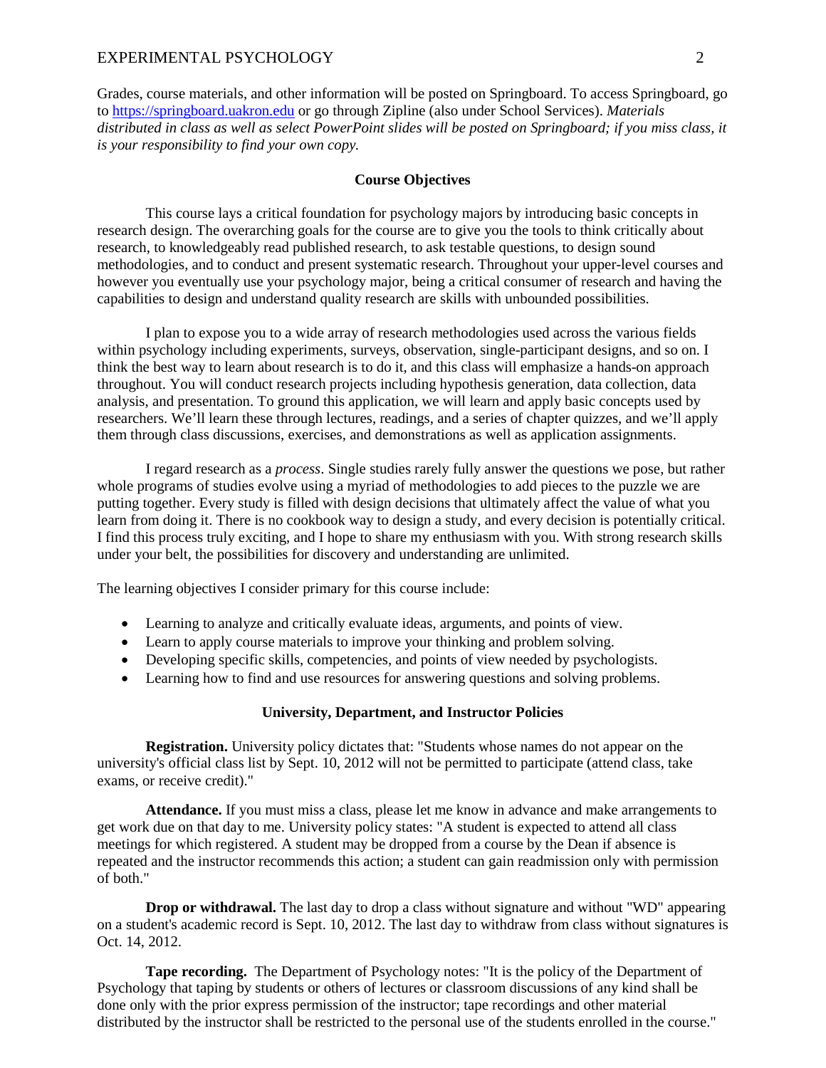Grades, course materials, and other information will be posted on Springboard. To access Springboard, go to https://springboard.uakron.edu or go through Zipline (also under School Services). *Materials distributed in class as well as select PowerPoint slides will be posted on Springboard; if you miss class, it is your responsibility to find your own copy.*

## Course Objectives

This course lays a critical foundation for psychology majors by introducing basic concepts in research design. The overarching goals for the course are to give you the tools to think critically about research, to knowledgeably read published research, to ask testable questions, to design sound methodologies, and to conduct and present systematic research. Throughout your upper-level courses and however you eventually use your psychology major, being a critical consumer of research and having the capabilities to design and understand quality research are skills with unbounded possibilities.

I plan to expose you to a wide array of research methodologies used across the various fields within psychology including experiments, surveys, observation, single-participant designs, and so on. I think the best way to learn about research is to do it, and this class will emphasize a hands-on approach throughout. You will conduct research projects including hypothesis generation, data collection, data analysis, and presentation. To ground this application, we will learn and apply basic concepts used by researchers. We'll learn these through lectures, readings, and a series of chapter quizzes, and we'll apply them through class discussions, exercises, and demonstrations as well as application assignments.

I regard research as a *process*. Single studies rarely fully answer the questions we pose, but rather whole programs of studies evolve using a myriad of methodologies to add pieces to the puzzle we are putting together. Every study is filled with design decisions that ultimately affect the value of what you learn from doing it. There is no cookbook way to design a study, and every decision is potentially critical. I find this process truly exciting, and I hope to share my enthusiasm with you. With strong research skills under your belt, the possibilities for discovery and understanding are unlimited.

The learning objectives I consider primary for this course include:

- Learning to analyze and critically evaluate ideas, arguments, and points of view.
- Learn to apply course materials to improve your thinking and problem solving.
- Developing specific skills, competencies, and points of view needed by psychologists.
- Learning how to find and use resources for answering questions and solving problems.

## University, Department, and Instructor Policies

**Registration.** University policy dictates that: "Students whose names do not appear on the university's official class list by Sept. 10, 2012 will not be permitted to participate (attend class, take exams, or receive credit)."

**Attendance.** If you must miss a class, please let me know in advance and make arrangements to get work due on that day to me. University policy states: "A student is expected to attend all class meetings for which registered. A student may be dropped from a course by the Dean if absence is repeated and the instructor recommends this action; a student can gain readmission only with permission of both."

**Drop or withdrawal.** The last day to drop a class without signature and without "WD" appearing on a student's academic record is Sept. 10, 2012. The last day to withdraw from class without signatures is Oct. 14, 2012.

**Tape recording.** The Department of Psychology notes: "It is the policy of the Department of Psychology that taping by students or others of lectures or classroom discussions of any kind shall be done only with the prior express permission of the instructor; tape recordings and other material distributed by the instructor shall be restricted to the personal use of the students enrolled in the course."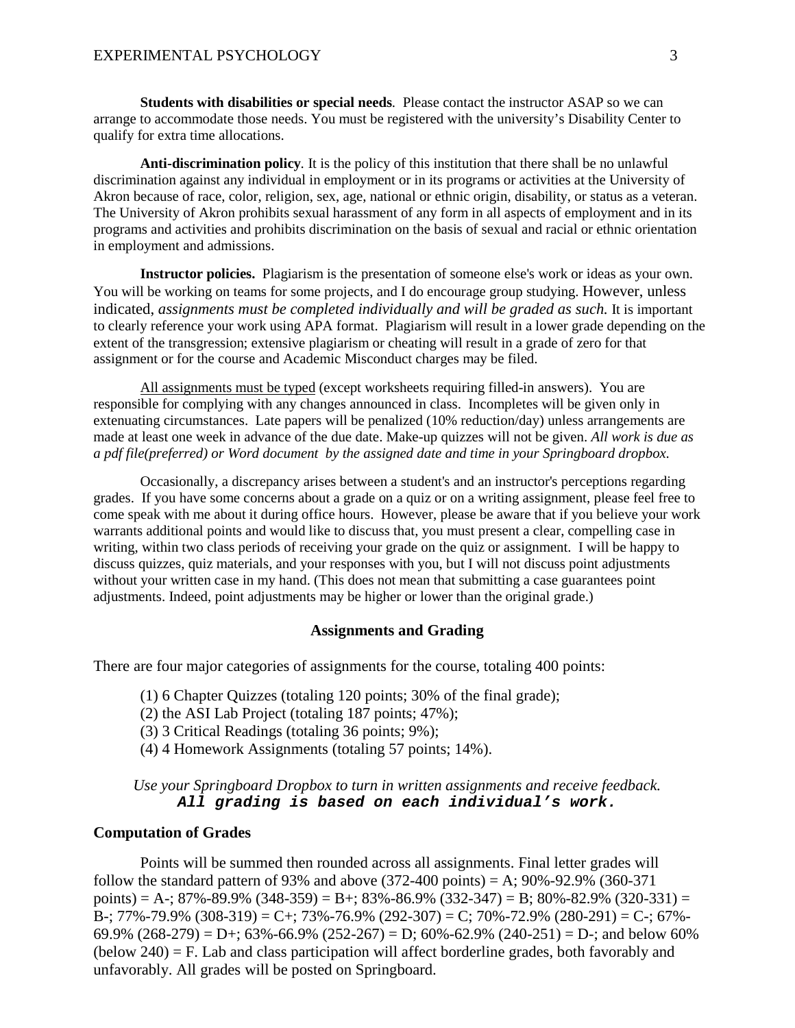**Students with disabilities or special needs**. Please contact the instructor ASAP so we can arrange to accommodate those needs. You must be registered with the university's Disability Center to qualify for extra time allocations.

**Anti-discrimination policy**. It is the policy of this institution that there shall be no unlawful discrimination against any individual in employment or in its programs or activities at the University of Akron because of race, color, religion, sex, age, national or ethnic origin, disability, or status as a veteran. The University of Akron prohibits sexual harassment of any form in all aspects of employment and in its programs and activities and prohibits discrimination on the basis of sexual and racial or ethnic orientation in employment and admissions.

**Instructor policies.** Plagiarism is the presentation of someone else's work or ideas as your own. You will be working on teams for some projects, and I do encourage group studying. However, unless indicated, *assignments must be completed individually and will be graded as such.* It is important to clearly reference your work using APA format. Plagiarism will result in a lower grade depending on the extent of the transgression; extensive plagiarism or cheating will result in a grade of zero for that assignment or for the course and Academic Misconduct charges may be filed.

<u>All assignments must be typed</u> (except worksheets requiring filled-in answers). You are responsible for complying with any changes announced in class. Incompletes will be given only in extenuating circumstances. Late papers will be penalized (10% reduction/day) unless arrangements are made at least one week in advance of the due date. Make-up quizzes will not be given. *All work is due as a pdf file(preferred) or Word document by the assigned date and time in your Springboard dropbox.*

Occasionally, a discrepancy arises between a student's and an instructor's perceptions regarding grades. If you have some concerns about a grade on a quiz or on a writing assignment, please feel free to come speak with me about it during office hours. However, please be aware that if you believe your work warrants additional points and would like to discuss that, you must present a clear, compelling case in writing, within two class periods of receiving your grade on the quiz or assignment. I will be happy to discuss quizzes, quiz materials, and your responses with you, but I will not discuss point adjustments without your written case in my hand. (This does not mean that submitting a case guarantees point adjustments. Indeed, point adjustments may be higher or lower than the original grade.)

## Assignments and Grading

There are four major categories of assignments for the course, totaling 400 points:

(1) 6 Chapter Quizzes (totaling 120 points; 30% of the final grade);
(2) the ASI Lab Project (totaling 187 points; 47%);
(3) 3 Critical Readings (totaling 36 points; 9%);
(4) 4 Homework Assignments (totaling 57 points; 14%).

*Use your Springboard Dropbox to turn in written assignments and receive feedback.*
***All grading is based on each individual's work.***

### Computation of Grades

Points will be summed then rounded across all assignments. Final letter grades will follow the standard pattern of 93% and above (372-400 points) = A; 90%-92.9% (360-371 points) = A-; 87%-89.9% (348-359) = B+; 83%-86.9% (332-347) = B; 80%-82.9% (320-331) = B-; 77%-79.9% (308-319) = C+; 73%-76.9% (292-307) = C; 70%-72.9% (280-291) = C-; 67%-69.9% (268-279) = D+; 63%-66.9% (252-267) = D; 60%-62.9% (240-251) = D-; and below 60% (below 240) = F. Lab and class participation will affect borderline grades, both favorably and unfavorably. All grades will be posted on Springboard.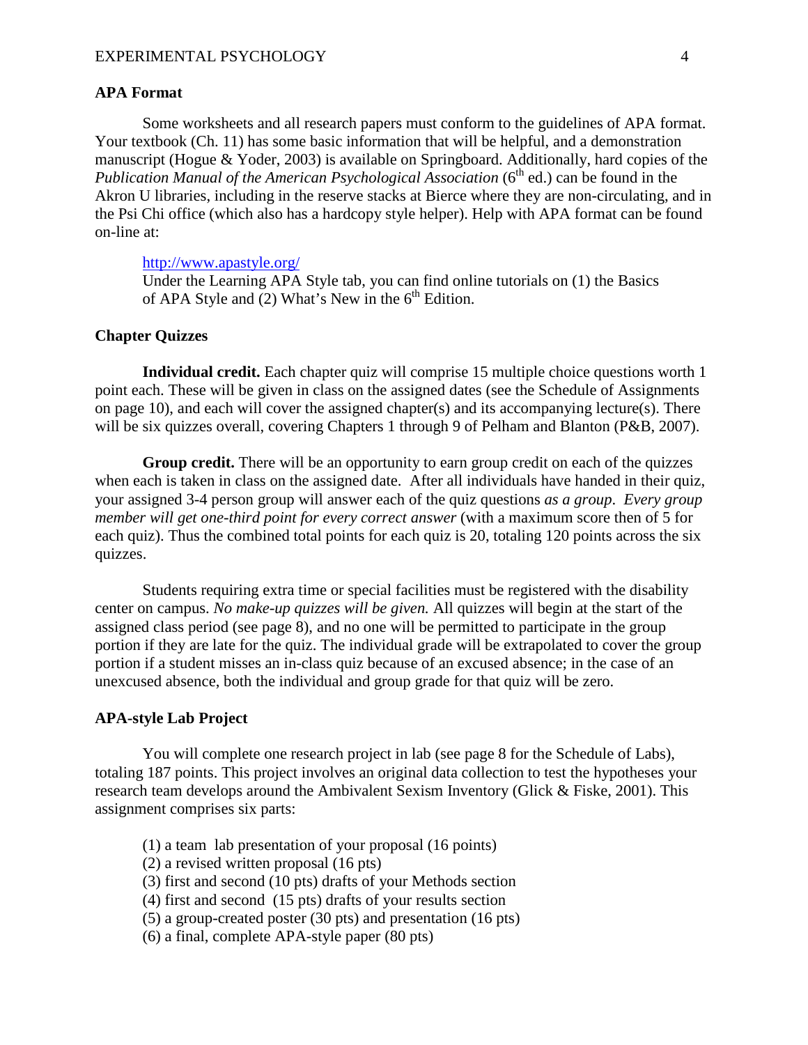### APA Format

Some worksheets and all research papers must conform to the guidelines of APA format. Your textbook (Ch. 11) has some basic information that will be helpful, and a demonstration manuscript (Hogue & Yoder, 2003) is available on Springboard. Additionally, hard copies of the *Publication Manual of the American Psychological Association* (6th ed.) can be found in the Akron U libraries, including in the reserve stacks at Bierce where they are non-circulating, and in the Psi Chi office (which also has a hardcopy style helper). Help with APA format can be found on-line at:

> http://www.apastyle.org/
> Under the Learning APA Style tab, you can find online tutorials on (1) the Basics of APA Style and (2) What's New in the 6th Edition.

### Chapter Quizzes

**Individual credit.** Each chapter quiz will comprise 15 multiple choice questions worth 1 point each. These will be given in class on the assigned dates (see the Schedule of Assignments on page 10), and each will cover the assigned chapter(s) and its accompanying lecture(s). There will be six quizzes overall, covering Chapters 1 through 9 of Pelham and Blanton (P&B, 2007).

**Group credit.** There will be an opportunity to earn group credit on each of the quizzes when each is taken in class on the assigned date. After all individuals have handed in their quiz, your assigned 3-4 person group will answer each of the quiz questions *as a group*. *Every group member will get one-third point for every correct answer* (with a maximum score then of 5 for each quiz). Thus the combined total points for each quiz is 20, totaling 120 points across the six quizzes.

Students requiring extra time or special facilities must be registered with the disability center on campus. *No make-up quizzes will be given.* All quizzes will begin at the start of the assigned class period (see page 8), and no one will be permitted to participate in the group portion if they are late for the quiz. The individual grade will be extrapolated to cover the group portion if a student misses an in-class quiz because of an excused absence; in the case of an unexcused absence, both the individual and group grade for that quiz will be zero.

### APA-style Lab Project

You will complete one research project in lab (see page 8 for the Schedule of Labs), totaling 187 points. This project involves an original data collection to test the hypotheses your research team develops around the Ambivalent Sexism Inventory (Glick & Fiske, 2001). This assignment comprises six parts:

(1) a team lab presentation of your proposal (16 points)
(2) a revised written proposal (16 pts)
(3) first and second (10 pts) drafts of your Methods section
(4) first and second (15 pts) drafts of your results section
(5) a group-created poster (30 pts) and presentation (16 pts)
(6) a final, complete APA-style paper (80 pts)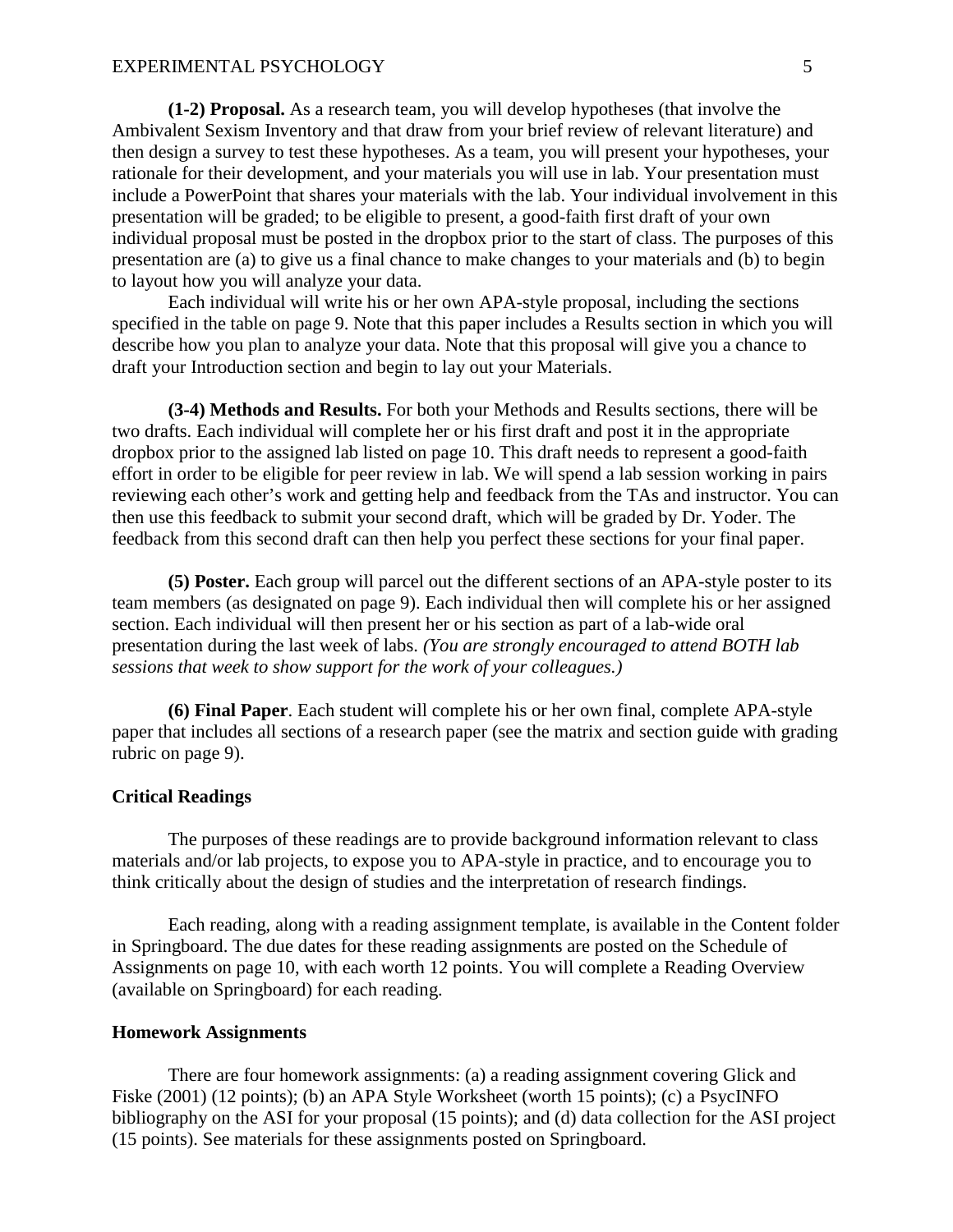**(1-2) Proposal.** As a research team, you will develop hypotheses (that involve the Ambivalent Sexism Inventory and that draw from your brief review of relevant literature) and then design a survey to test these hypotheses. As a team, you will present your hypotheses, your rationale for their development, and your materials you will use in lab. Your presentation must include a PowerPoint that shares your materials with the lab. Your individual involvement in this presentation will be graded; to be eligible to present, a good-faith first draft of your own individual proposal must be posted in the dropbox prior to the start of class. The purposes of this presentation are (a) to give us a final chance to make changes to your materials and (b) to begin to layout how you will analyze your data.

Each individual will write his or her own APA-style proposal, including the sections specified in the table on page 9. Note that this paper includes a Results section in which you will describe how you plan to analyze your data. Note that this proposal will give you a chance to draft your Introduction section and begin to lay out your Materials.

**(3-4) Methods and Results.** For both your Methods and Results sections, there will be two drafts. Each individual will complete her or his first draft and post it in the appropriate dropbox prior to the assigned lab listed on page 10. This draft needs to represent a good-faith effort in order to be eligible for peer review in lab. We will spend a lab session working in pairs reviewing each other's work and getting help and feedback from the TAs and instructor. You can then use this feedback to submit your second draft, which will be graded by Dr. Yoder. The feedback from this second draft can then help you perfect these sections for your final paper.

**(5) Poster.** Each group will parcel out the different sections of an APA-style poster to its team members (as designated on page 9). Each individual then will complete his or her assigned section. Each individual will then present her or his section as part of a lab-wide oral presentation during the last week of labs. *(You are strongly encouraged to attend BOTH lab sessions that week to show support for the work of your colleagues.)*

**(6) Final Paper**. Each student will complete his or her own final, complete APA-style paper that includes all sections of a research paper (see the matrix and section guide with grading rubric on page 9).

### Critical Readings

The purposes of these readings are to provide background information relevant to class materials and/or lab projects, to expose you to APA-style in practice, and to encourage you to think critically about the design of studies and the interpretation of research findings.

Each reading, along with a reading assignment template, is available in the Content folder in Springboard. The due dates for these reading assignments are posted on the Schedule of Assignments on page 10, with each worth 12 points. You will complete a Reading Overview (available on Springboard) for each reading.

### Homework Assignments

There are four homework assignments: (a) a reading assignment covering Glick and Fiske (2001) (12 points); (b) an APA Style Worksheet (worth 15 points); (c) a PsycINFO bibliography on the ASI for your proposal (15 points); and (d) data collection for the ASI project (15 points). See materials for these assignments posted on Springboard.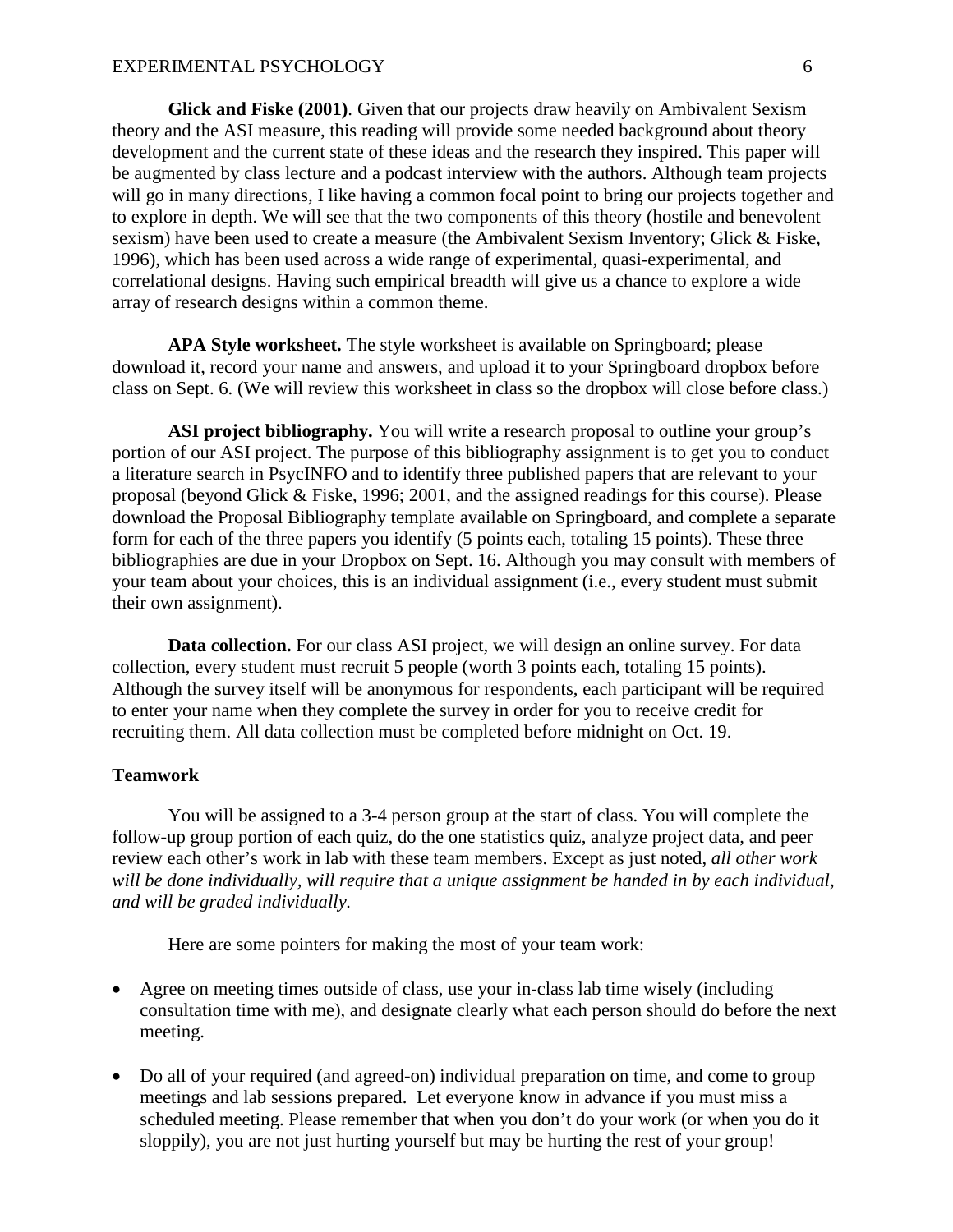**Glick and Fiske (2001)**. Given that our projects draw heavily on Ambivalent Sexism theory and the ASI measure, this reading will provide some needed background about theory development and the current state of these ideas and the research they inspired. This paper will be augmented by class lecture and a podcast interview with the authors. Although team projects will go in many directions, I like having a common focal point to bring our projects together and to explore in depth. We will see that the two components of this theory (hostile and benevolent sexism) have been used to create a measure (the Ambivalent Sexism Inventory; Glick & Fiske, 1996), which has been used across a wide range of experimental, quasi-experimental, and correlational designs. Having such empirical breadth will give us a chance to explore a wide array of research designs within a common theme.

**APA Style worksheet.** The style worksheet is available on Springboard; please download it, record your name and answers, and upload it to your Springboard dropbox before class on Sept. 6. (We will review this worksheet in class so the dropbox will close before class.)

**ASI project bibliography.** You will write a research proposal to outline your group's portion of our ASI project. The purpose of this bibliography assignment is to get you to conduct a literature search in PsycINFO and to identify three published papers that are relevant to your proposal (beyond Glick & Fiske, 1996; 2001, and the assigned readings for this course). Please download the Proposal Bibliography template available on Springboard, and complete a separate form for each of the three papers you identify (5 points each, totaling 15 points). These three bibliographies are due in your Dropbox on Sept. 16. Although you may consult with members of your team about your choices, this is an individual assignment (i.e., every student must submit their own assignment).

**Data collection.** For our class ASI project, we will design an online survey. For data collection, every student must recruit 5 people (worth 3 points each, totaling 15 points). Although the survey itself will be anonymous for respondents, each participant will be required to enter your name when they complete the survey in order for you to receive credit for recruiting them. All data collection must be completed before midnight on Oct. 19.

## Teamwork

You will be assigned to a 3-4 person group at the start of class. You will complete the follow-up group portion of each quiz, do the one statistics quiz, analyze project data, and peer review each other's work in lab with these team members. Except as just noted, *all other work will be done individually, will require that a unique assignment be handed in by each individual, and will be graded individually.*

Here are some pointers for making the most of your team work:

- Agree on meeting times outside of class, use your in-class lab time wisely (including consultation time with me), and designate clearly what each person should do before the next meeting.
- Do all of your required (and agreed-on) individual preparation on time, and come to group meetings and lab sessions prepared. Let everyone know in advance if you must miss a scheduled meeting. Please remember that when you don't do your work (or when you do it sloppily), you are not just hurting yourself but may be hurting the rest of your group!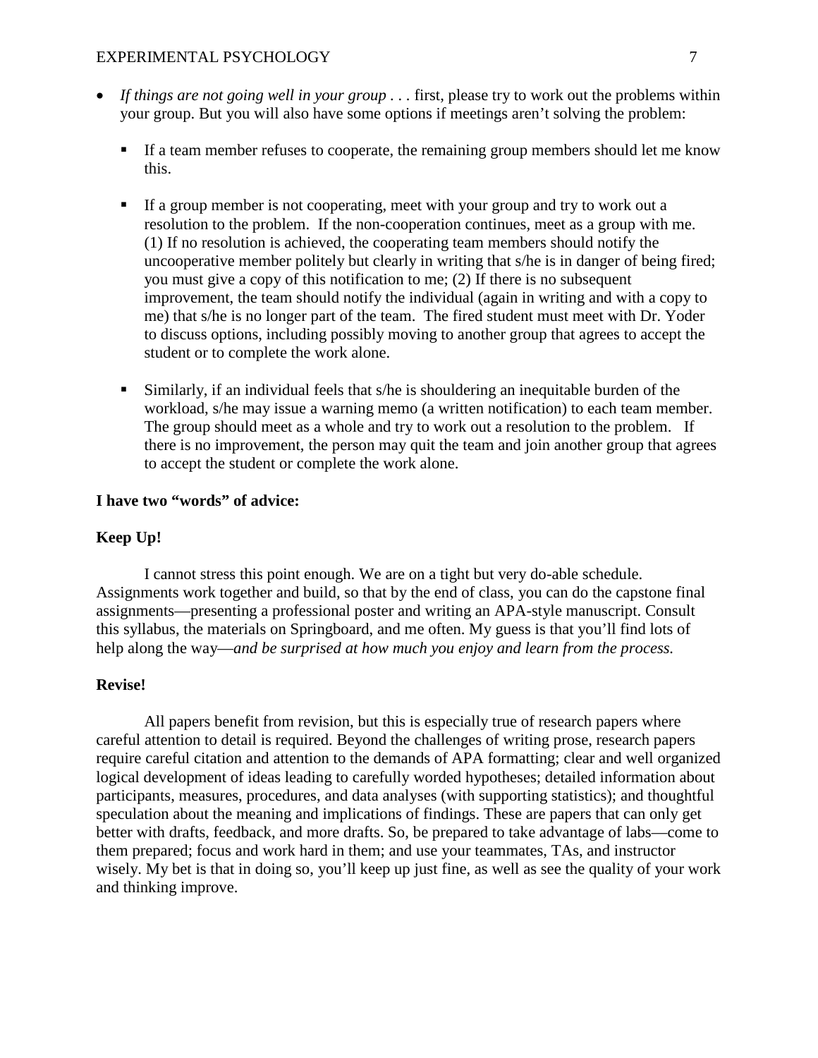- *If things are not going well in your group . . .* first, please try to work out the problems within your group. But you will also have some options if meetings aren't solving the problem:

  - If a team member refuses to cooperate, the remaining group members should let me know this.

  - If a group member is not cooperating, meet with your group and try to work out a resolution to the problem. If the non-cooperation continues, meet as a group with me. (1) If no resolution is achieved, the cooperating team members should notify the uncooperative member politely but clearly in writing that s/he is in danger of being fired; you must give a copy of this notification to me; (2) If there is no subsequent improvement, the team should notify the individual (again in writing and with a copy to me) that s/he is no longer part of the team. The fired student must meet with Dr. Yoder to discuss options, including possibly moving to another group that agrees to accept the student or to complete the work alone.

  - Similarly, if an individual feels that s/he is shouldering an inequitable burden of the workload, s/he may issue a warning memo (a written notification) to each team member. The group should meet as a whole and try to work out a resolution to the problem. If there is no improvement, the person may quit the team and join another group that agrees to accept the student or complete the work alone.

**I have two "words" of advice:**

**Keep Up!**

I cannot stress this point enough. We are on a tight but very do-able schedule. Assignments work together and build, so that by the end of class, you can do the capstone final assignments—presenting a professional poster and writing an APA-style manuscript. Consult this syllabus, the materials on Springboard, and me often. My guess is that you'll find lots of help along the way—*and be surprised at how much you enjoy and learn from the process.*

**Revise!**

All papers benefit from revision, but this is especially true of research papers where careful attention to detail is required. Beyond the challenges of writing prose, research papers require careful citation and attention to the demands of APA formatting; clear and well organized logical development of ideas leading to carefully worded hypotheses; detailed information about participants, measures, procedures, and data analyses (with supporting statistics); and thoughtful speculation about the meaning and implications of findings. These are papers that can only get better with drafts, feedback, and more drafts. So, be prepared to take advantage of labs—come to them prepared; focus and work hard in them; and use your teammates, TAs, and instructor wisely. My bet is that in doing so, you'll keep up just fine, as well as see the quality of your work and thinking improve.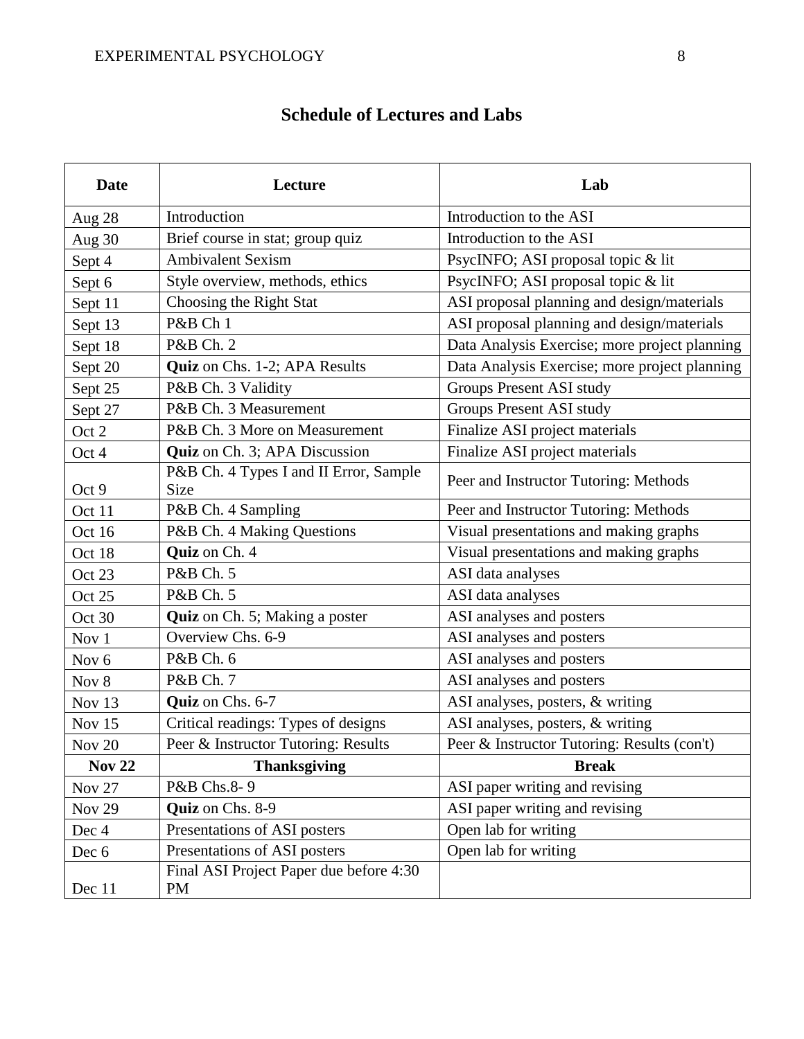## Schedule of Lectures and Labs

| Date | Lecture | Lab |
|---|---|---|
| Aug 28 | Introduction | Introduction to the ASI |
| Aug 30 | Brief course in stat; group quiz | Introduction to the ASI |
| Sept 4 | Ambivalent Sexism | PsycINFO; ASI proposal topic & lit |
| Sept 6 | Style overview, methods, ethics | PsycINFO; ASI proposal topic & lit |
| Sept 11 | Choosing the Right Stat | ASI proposal planning and design/materials |
| Sept 13 | P&B Ch 1 | ASI proposal planning and design/materials |
| Sept 18 | P&B Ch. 2 | Data Analysis Exercise; more project planning |
| Sept 20 | **Quiz** on Chs. 1-2; APA Results | Data Analysis Exercise; more project planning |
| Sept 25 | P&B Ch. 3 Validity | Groups Present ASI study |
| Sept 27 | P&B Ch. 3 Measurement | Groups Present ASI study |
| Oct 2 | P&B Ch. 3 More on Measurement | Finalize ASI project materials |
| Oct 4 | **Quiz** on Ch. 3; APA Discussion | Finalize ASI project materials |
| Oct 9 | P&B Ch. 4 Types I and II Error, Sample Size | Peer and Instructor Tutoring: Methods |
| Oct 11 | P&B Ch. 4 Sampling | Peer and Instructor Tutoring: Methods |
| Oct 16 | P&B Ch. 4 Making Questions | Visual presentations and making graphs |
| Oct 18 | **Quiz** on Ch. 4 | Visual presentations and making graphs |
| Oct 23 | P&B Ch. 5 | ASI data analyses |
| Oct 25 | P&B Ch. 5 | ASI data analyses |
| Oct 30 | **Quiz** on Ch. 5; Making a poster | ASI analyses and posters |
| Nov 1 | Overview Chs. 6-9 | ASI analyses and posters |
| Nov 6 | P&B Ch. 6 | ASI analyses and posters |
| Nov 8 | P&B Ch. 7 | ASI analyses and posters |
| Nov 13 | **Quiz** on Chs. 6-7 | ASI analyses, posters, & writing |
| Nov 15 | Critical readings: Types of designs | ASI analyses, posters, & writing |
| Nov 20 | Peer & Instructor Tutoring: Results | Peer & Instructor Tutoring: Results (con't) |
| **Nov 22** | **Thanksgiving** | **Break** |
| Nov 27 | P&B Chs.8- 9 | ASI paper writing and revising |
| Nov 29 | **Quiz** on Chs. 8-9 | ASI paper writing and revising |
| Dec 4 | Presentations of ASI posters | Open lab for writing |
| Dec 6 | Presentations of ASI posters | Open lab for writing |
| Dec 11 | Final ASI Project Paper due before 4:30 PM | |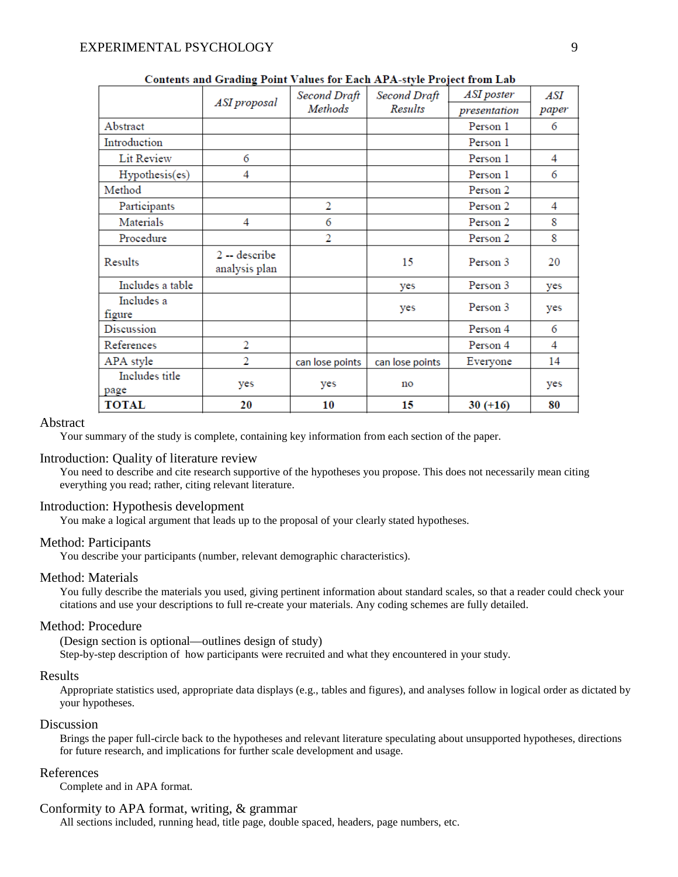**Contents and Grading Point Values for Each APA-style Project from Lab**

| | *ASI proposal* | *Second Draft Methods* | *Second Draft Results* | *ASI poster presentation* | *ASI paper* |
|---|---|---|---|---|---|
| Abstract | | | | Person 1 | 6 |
| Introduction | | | | Person 1 | |
| Lit Review | 6 | | | Person 1 | 4 |
| Hypothesis(es) | 4 | | | Person 1 | 6 |
| Method | | | | Person 2 | |
| Participants | | 2 | | Person 2 | 4 |
| Materials | 4 | 6 | | Person 2 | 8 |
| Procedure | | 2 | | Person 2 | 8 |
| Results | 2 -- describe analysis plan | | 15 | Person 3 | 20 |
| Includes a table | | | yes | Person 3 | yes |
| Includes a figure | | | yes | Person 3 | yes |
| Discussion | | | | Person 4 | 6 |
| References | 2 | | | Person 4 | 4 |
| APA style | 2 | can lose points | can lose points | Everyone | 14 |
| Includes title page | yes | yes | no | | yes |
| **TOTAL** | **20** | **10** | **15** | **30 (+16)** | **80** |

### Abstract
Your summary of the study is complete, containing key information from each section of the paper.

### Introduction: Quality of literature review
You need to describe and cite research supportive of the hypotheses you propose. This does not necessarily mean citing everything you read; rather, citing relevant literature.

### Introduction: Hypothesis development
You make a logical argument that leads up to the proposal of your clearly stated hypotheses.

### Method: Participants
You describe your participants (number, relevant demographic characteristics).

### Method: Materials
You fully describe the materials you used, giving pertinent information about standard scales, so that a reader could check your citations and use your descriptions to full re-create your materials. Any coding schemes are fully detailed.

### Method: Procedure
(Design section is optional—outlines design of study)
Step-by-step description of how participants were recruited and what they encountered in your study.

### Results
Appropriate statistics used, appropriate data displays (e.g., tables and figures), and analyses follow in logical order as dictated by your hypotheses.

### Discussion
Brings the paper full-circle back to the hypotheses and relevant literature speculating about unsupported hypotheses, directions for future research, and implications for further scale development and usage.

### References
Complete and in APA format.

### Conformity to APA format, writing, & grammar
All sections included, running head, title page, double spaced, headers, page numbers, etc.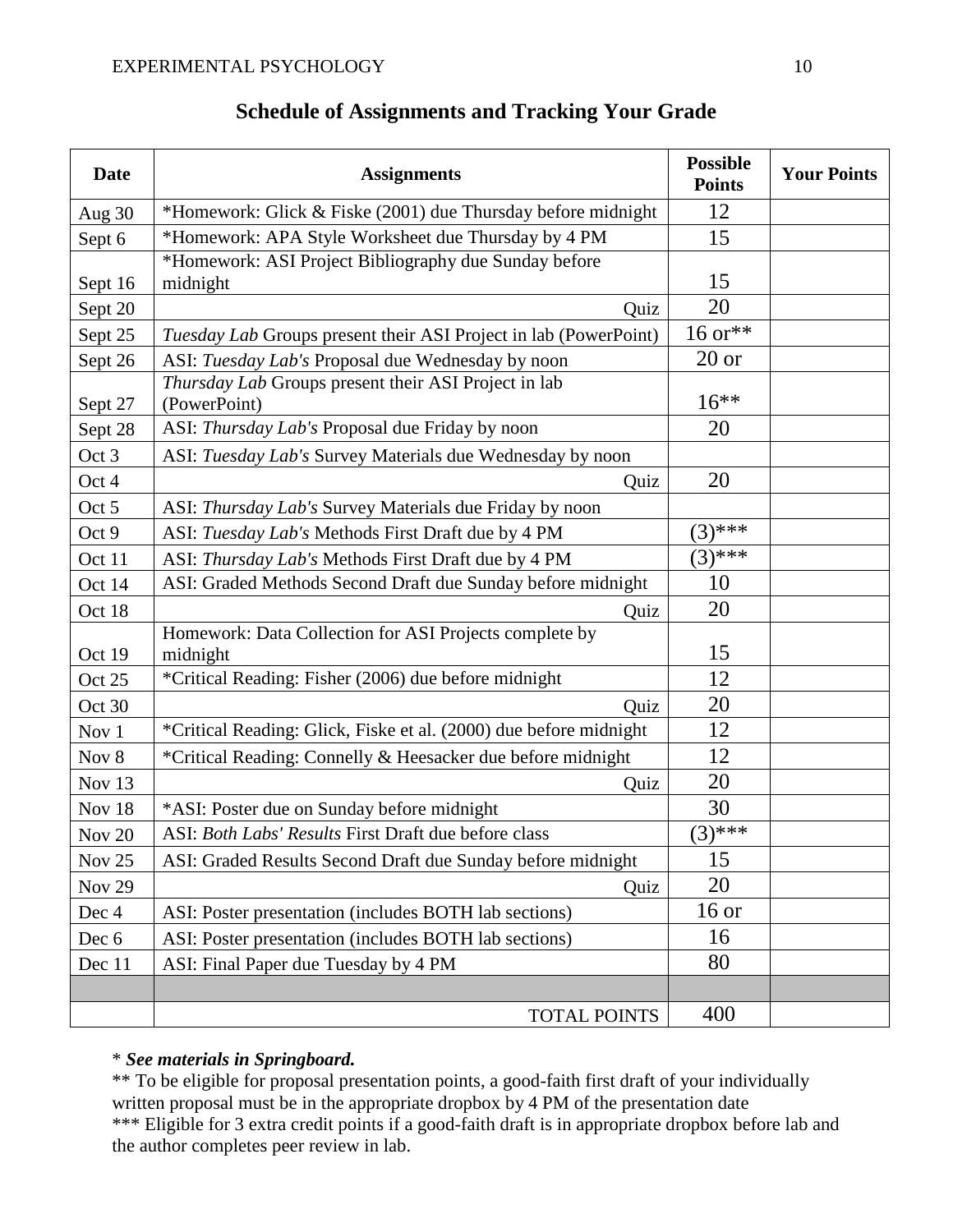## Schedule of Assignments and Tracking Your Grade

| Date | Assignments | Possible Points | Your Points |
|---|---|---|---|
| Aug 30 | *Homework: Glick & Fiske (2001) due Thursday before midnight | 12 | |
| Sept 6 | *Homework: APA Style Worksheet due Thursday by 4 PM | 15 | |
| Sept 16 | *Homework: ASI Project Bibliography due Sunday before midnight | 15 | |
| Sept 20 | Quiz | 20 | |
| Sept 25 | *Tuesday Lab* Groups present their ASI Project in lab (PowerPoint) | 16 or** | |
| Sept 26 | ASI: *Tuesday Lab's* Proposal due Wednesday by noon | 20 or | |
| Sept 27 | *Thursday Lab* Groups present their ASI Project in lab (PowerPoint) | 16** | |
| Sept 28 | ASI: *Thursday Lab's* Proposal due Friday by noon | 20 | |
| Oct 3 | ASI: *Tuesday Lab's* Survey Materials due Wednesday by noon | | |
| Oct 4 | Quiz | 20 | |
| Oct 5 | ASI: *Thursday Lab's* Survey Materials due Friday by noon | | |
| Oct 9 | ASI: *Tuesday Lab's* Methods First Draft due by 4 PM | (3)*** | |
| Oct 11 | ASI: *Thursday Lab's* Methods First Draft due by 4 PM | (3)*** | |
| Oct 14 | ASI: Graded Methods Second Draft due Sunday before midnight | 10 | |
| Oct 18 | Quiz | 20 | |
| Oct 19 | Homework: Data Collection for ASI Projects complete by midnight | 15 | |
| Oct 25 | *Critical Reading: Fisher (2006) due before midnight | 12 | |
| Oct 30 | Quiz | 20 | |
| Nov 1 | *Critical Reading: Glick, Fiske et al. (2000) due before midnight | 12 | |
| Nov 8 | *Critical Reading: Connelly & Heesacker due before midnight | 12 | |
| Nov 13 | Quiz | 20 | |
| Nov 18 | *ASI: Poster due on Sunday before midnight | 30 | |
| Nov 20 | ASI: *Both Labs' Results* First Draft due before class | (3)*** | |
| Nov 25 | ASI: Graded Results Second Draft due Sunday before midnight | 15 | |
| Nov 29 | Quiz | 20 | |
| Dec 4 | ASI: Poster presentation (includes BOTH lab sections) | 16 or | |
| Dec 6 | ASI: Poster presentation (includes BOTH lab sections) | 16 | |
| Dec 11 | ASI: Final Paper due Tuesday by 4 PM | 80 | |
| | | | |
| | TOTAL POINTS | 400 | |

\* ***See materials in Springboard.***

** To be eligible for proposal presentation points, a good-faith first draft of your individually written proposal must be in the appropriate dropbox by 4 PM of the presentation date

*** Eligible for 3 extra credit points if a good-faith draft is in appropriate dropbox before lab and the author completes peer review in lab.